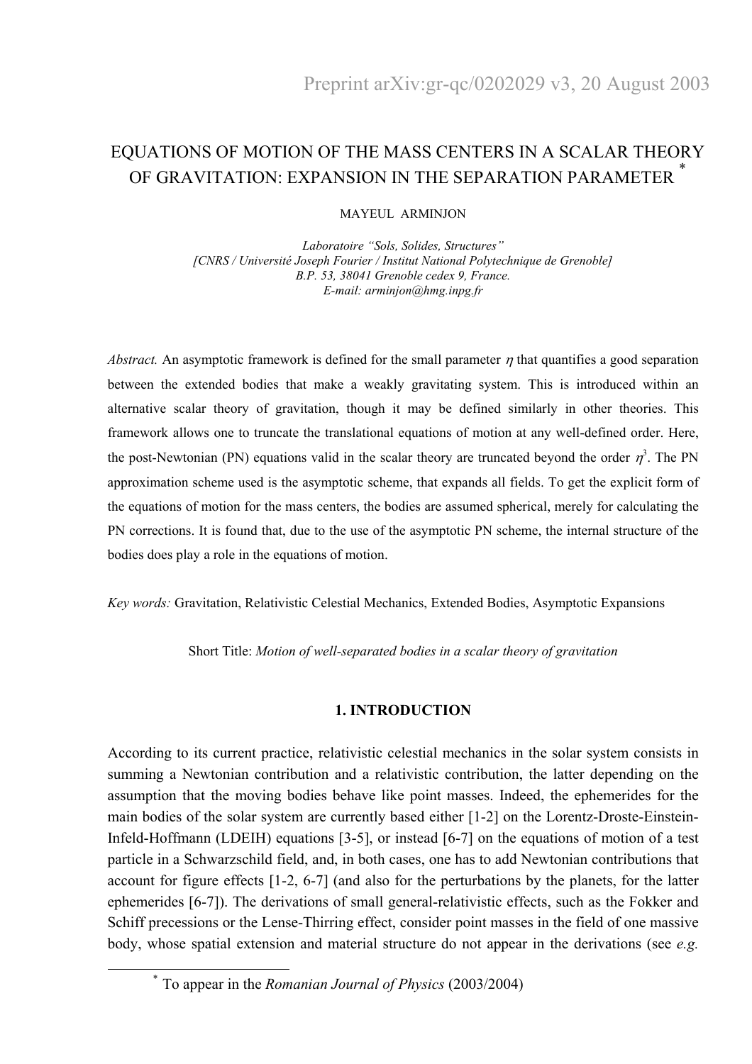Preprint arXiv:gr-qc/0202029 v3, 20 August 2003

# EQUATIONS OF MOTION OF THE MASS CENTERS IN A SCALAR THEORY OF GRAVITATION: EXPANSION IN THE SEPARATION PARAMETER [*]

MAYEUL ARMINJON

*Laboratoire "Sols, Solides, Structures"*
*[CNRS / Université Joseph Fourier / Institut National Polytechnique de Grenoble]*
*B.P. 53, 38041 Grenoble cedex 9, France.*
*E-mail: arminjon@hmg.inpg.fr*

*Abstract.* An asymptotic framework is defined for the small parameter $\eta$ that quantifies a good separation between the extended bodies that make a weakly gravitating system. This is introduced within an alternative scalar theory of gravitation, though it may be defined similarly in other theories. This framework allows one to truncate the translational equations of motion at any well-defined order. Here, the post-Newtonian (PN) equations valid in the scalar theory are truncated beyond the order $\eta^3$. The PN approximation scheme used is the asymptotic scheme, that expands all fields. To get the explicit form of the equations of motion for the mass centers, the bodies are assumed spherical, merely for calculating the PN corrections. It is found that, due to the use of the asymptotic PN scheme, the internal structure of the bodies does play a role in the equations of motion.

*Key words:* Gravitation, Relativistic Celestial Mechanics, Extended Bodies, Asymptotic Expansions

Short Title: *Motion of well-separated bodies in a scalar theory of gravitation*

## 1. INTRODUCTION

According to its current practice, relativistic celestial mechanics in the solar system consists in summing a Newtonian contribution and a relativistic contribution, the latter depending on the assumption that the moving bodies behave like point masses. Indeed, the ephemerides for the main bodies of the solar system are currently based either [1-2] on the Lorentz-Droste-Einstein-Infeld-Hoffmann (LDEIH) equations [3-5], or instead [6-7] on the equations of motion of a test particle in a Schwarzschild field, and, in both cases, one has to add Newtonian contributions that account for figure effects [1-2, 6-7] (and also for the perturbations by the planets, for the latter ephemerides [6-7]). The derivations of small general-relativistic effects, such as the Fokker and Schiff precessions or the Lense-Thirring effect, consider point masses in the field of one massive body, whose spatial extension and material structure do not appear in the derivations (see *e.g.*

[*] To appear in the *Romanian Journal of Physics* (2003/2004)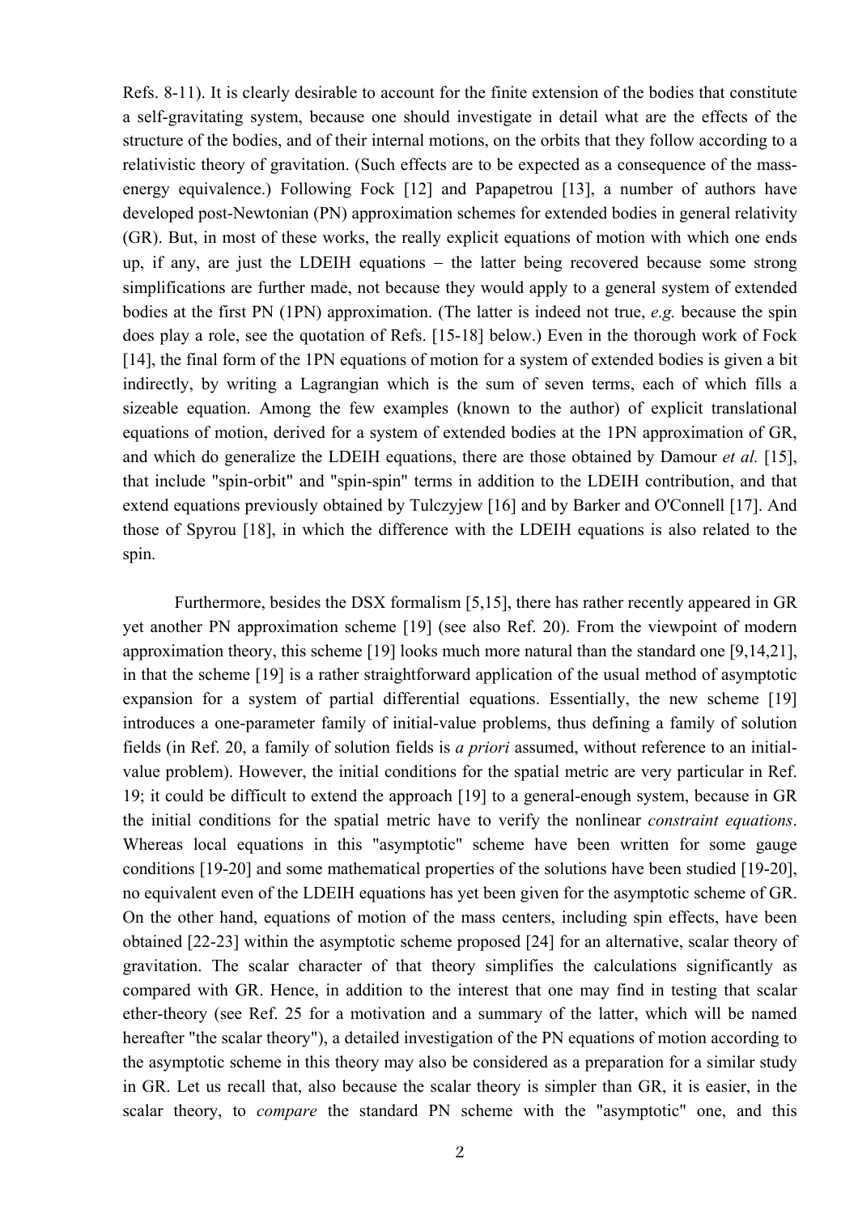Refs. 8-11). It is clearly desirable to account for the finite extension of the bodies that constitute a self-gravitating system, because one should investigate in detail what are the effects of the structure of the bodies, and of their internal motions, on the orbits that they follow according to a relativistic theory of gravitation. (Such effects are to be expected as a consequence of the mass-energy equivalence.) Following Fock [12] and Papapetrou [13], a number of authors have developed post-Newtonian (PN) approximation schemes for extended bodies in general relativity (GR). But, in most of these works, the really explicit equations of motion with which one ends up, if any, are just the LDEIH equations – the latter being recovered because some strong simplifications are further made, not because they would apply to a general system of extended bodies at the first PN (1PN) approximation. (The latter is indeed not true, *e.g.* because the spin does play a role, see the quotation of Refs. [15-18] below.) Even in the thorough work of Fock [14], the final form of the 1PN equations of motion for a system of extended bodies is given a bit indirectly, by writing a Lagrangian which is the sum of seven terms, each of which fills a sizeable equation. Among the few examples (known to the author) of explicit translational equations of motion, derived for a system of extended bodies at the 1PN approximation of GR, and which do generalize the LDEIH equations, there are those obtained by Damour *et al.* [15], that include "spin-orbit" and "spin-spin" terms in addition to the LDEIH contribution, and that extend equations previously obtained by Tulczyjew [16] and by Barker and O'Connell [17]. And those of Spyrou [18], in which the difference with the LDEIH equations is also related to the spin.

Furthermore, besides the DSX formalism [5,15], there has rather recently appeared in GR yet another PN approximation scheme [19] (see also Ref. 20). From the viewpoint of modern approximation theory, this scheme [19] looks much more natural than the standard one [9,14,21], in that the scheme [19] is a rather straightforward application of the usual method of asymptotic expansion for a system of partial differential equations. Essentially, the new scheme [19] introduces a one-parameter family of initial-value problems, thus defining a family of solution fields (in Ref. 20, a family of solution fields is *a priori* assumed, without reference to an initial-value problem). However, the initial conditions for the spatial metric are very particular in Ref. 19; it could be difficult to extend the approach [19] to a general-enough system, because in GR the initial conditions for the spatial metric have to verify the nonlinear *constraint equations*. Whereas local equations in this "asymptotic" scheme have been written for some gauge conditions [19-20] and some mathematical properties of the solutions have been studied [19-20], no equivalent even of the LDEIH equations has yet been given for the asymptotic scheme of GR. On the other hand, equations of motion of the mass centers, including spin effects, have been obtained [22-23] within the asymptotic scheme proposed [24] for an alternative, scalar theory of gravitation. The scalar character of that theory simplifies the calculations significantly as compared with GR. Hence, in addition to the interest that one may find in testing that scalar ether-theory (see Ref. 25 for a motivation and a summary of the latter, which will be named hereafter "the scalar theory"), a detailed investigation of the PN equations of motion according to the asymptotic scheme in this theory may also be considered as a preparation for a similar study in GR. Let us recall that, also because the scalar theory is simpler than GR, it is easier, in the scalar theory, to *compare* the standard PN scheme with the "asymptotic" one, and this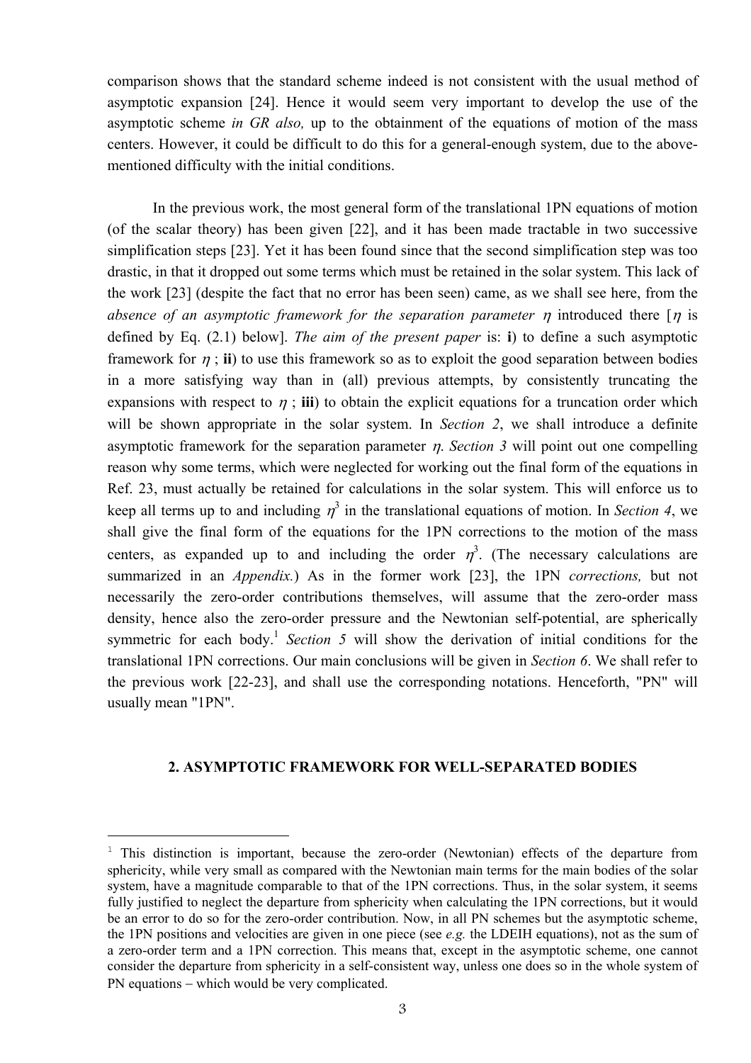comparison shows that the standard scheme indeed is not consistent with the usual method of asymptotic expansion [24]. Hence it would seem very important to develop the use of the asymptotic scheme *in GR also,* up to the obtainment of the equations of motion of the mass centers. However, it could be difficult to do this for a general-enough system, due to the above-mentioned difficulty with the initial conditions.

In the previous work, the most general form of the translational 1PN equations of motion (of the scalar theory) has been given [22], and it has been made tractable in two successive simplification steps [23]. Yet it has been found since that the second simplification step was too drastic, in that it dropped out some terms which must be retained in the solar system. This lack of the work [23] (despite the fact that no error has been seen) came, as we shall see here, from the *absence of an asymptotic framework for the separation parameter* $\eta$ introduced there [$\eta$ is defined by Eq. (2.1) below]. *The aim of the present paper* is: **i**) to define a such asymptotic framework for $\eta$ ; **ii**) to use this framework so as to exploit the good separation between bodies in a more satisfying way than in (all) previous attempts, by consistently truncating the expansions with respect to $\eta$ ; **iii**) to obtain the explicit equations for a truncation order which will be shown appropriate in the solar system. In *Section 2*, we shall introduce a definite asymptotic framework for the separation parameter $\eta$. *Section 3* will point out one compelling reason why some terms, which were neglected for working out the final form of the equations in Ref. 23, must actually be retained for calculations in the solar system. This will enforce us to keep all terms up to and including $\eta^3$ in the translational equations of motion. In *Section 4*, we shall give the final form of the equations for the 1PN corrections to the motion of the mass centers, as expanded up to and including the order $\eta^3$. (The necessary calculations are summarized in an *Appendix.*) As in the former work [23], the 1PN *corrections,* but not necessarily the zero-order contributions themselves, will assume that the zero-order mass density, hence also the zero-order pressure and the Newtonian self-potential, are spherically symmetric for each body.[1] *Section 5* will show the derivation of initial conditions for the translational 1PN corrections. Our main conclusions will be given in *Section 6*. We shall refer to the previous work [22-23], and shall use the corresponding notations. Henceforth, "PN" will usually mean "1PN".

## 2. ASYMPTOTIC FRAMEWORK FOR WELL-SEPARATED BODIES

---

[1] This distinction is important, because the zero-order (Newtonian) effects of the departure from sphericity, while very small as compared with the Newtonian main terms for the main bodies of the solar system, have a magnitude comparable to that of the 1PN corrections. Thus, in the solar system, it seems fully justified to neglect the departure from sphericity when calculating the 1PN corrections, but it would be an error to do so for the zero-order contribution. Now, in all PN schemes but the asymptotic scheme, the 1PN positions and velocities are given in one piece (see *e.g.* the LDEIH equations), not as the sum of a zero-order term and a 1PN correction. This means that, except in the asymptotic scheme, one cannot consider the departure from sphericity in a self-consistent way, unless one does so in the whole system of PN equations − which would be very complicated.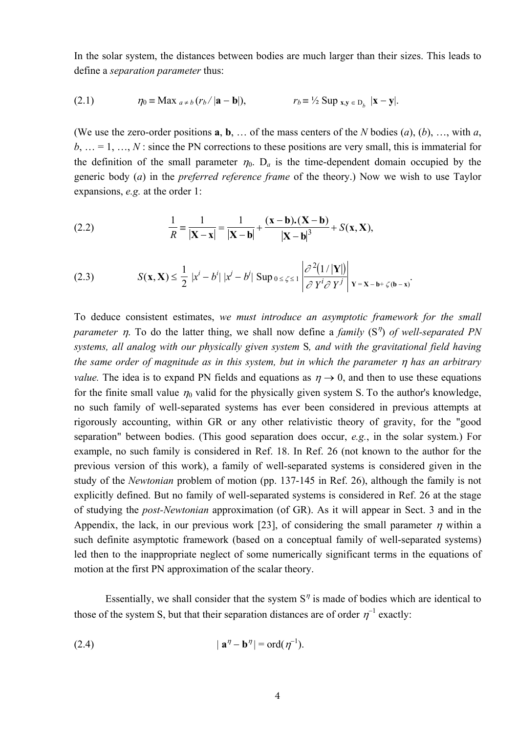In the solar system, the distances between bodies are much larger than their sizes. This leads to define a *separation parameter* thus:

$$(2.1) \qquad \eta_0 \equiv \mathrm{Max}_{\,a \neq b}\,(r_b / |\mathbf{a} - \mathbf{b}|), \qquad r_b \equiv \tfrac{1}{2}\,\mathrm{Sup}_{\,\mathbf{x},\mathbf{y} \in \mathrm{D}_b}\ |\mathbf{x} - \mathbf{y}|.$$

(We use the zero-order positions $\mathbf{a}$, $\mathbf{b}$, … of the mass centers of the $N$ bodies ($a$), ($b$), …, with $a$, $b$, … = 1, …, $N$ : since the PN corrections to these positions are very small, this is immaterial for the definition of the small parameter $\eta_0$. $\mathrm{D}_a$ is the time-dependent domain occupied by the generic body ($a$) in the *preferred reference frame* of the theory.) Now we wish to use Taylor expansions, *e.g.* at the order 1:

$$(2.2) \qquad \frac{1}{R} \equiv \frac{1}{|\mathbf{X} - \mathbf{x}|} = \frac{1}{|\mathbf{X} - \mathbf{b}|} + \frac{(\mathbf{x} - \mathbf{b}).(\mathbf{X} - \mathbf{b})}{|\mathbf{X} - \mathbf{b}|^3} + S(\mathbf{x}, \mathbf{X}),$$

$$(2.3) \qquad S(\mathbf{x}, \mathbf{X}) \leq \frac{1}{2}\ |x^i - b^i|\ |x^j - b^j|\ \mathrm{Sup}_{\,0 \leq \zeta \leq 1} \left| \frac{\partial^2 (1/|\mathbf{Y}|)}{\partial Y^i \partial Y^j} \right|_{\mathbf{Y} = \mathbf{X} - \mathbf{b} + \zeta(\mathbf{b} - \mathbf{x})}.$$

To deduce consistent estimates, *we must introduce an asymptotic framework for the small parameter* $\eta$. To do the latter thing, we shall now define a *family* ($\mathrm{S}^\eta$) *of well-separated PN systems, all analog with our physically given system* S*, and with the gravitational field having the same order of magnitude as in this system, but in which the parameter* $\eta$ *has an arbitrary value.* The idea is to expand PN fields and equations as $\eta \to 0$, and then to use these equations for the finite small value $\eta_0$ valid for the physically given system S. To the author's knowledge, no such family of well-separated systems has ever been considered in previous attempts at rigorously accounting, within GR or any other relativistic theory of gravity, for the "good separation" between bodies. (This good separation does occur, *e.g.*, in the solar system.) For example, no such family is considered in Ref. 18. In Ref. 26 (not known to the author for the previous version of this work), a family of well-separated systems is considered given in the study of the *Newtonian* problem of motion (pp. 137-145 in Ref. 26), although the family is not explicitly defined. But no family of well-separated systems is considered in Ref. 26 at the stage of studying the *post-Newtonian* approximation (of GR). As it will appear in Sect. 3 and in the Appendix, the lack, in our previous work [23], of considering the small parameter $\eta$ within a such definite asymptotic framework (based on a conceptual family of well-separated systems) led then to the inappropriate neglect of some numerically significant terms in the equations of motion at the first PN approximation of the scalar theory.

Essentially, we shall consider that the system $\mathrm{S}^\eta$ is made of bodies which are identical to those of the system S, but that their separation distances are of order $\eta^{-1}$ exactly:

$$(2.4) \qquad |\,\mathbf{a}^\eta - \mathbf{b}^\eta\,| = \mathrm{ord}(\eta^{-1}).$$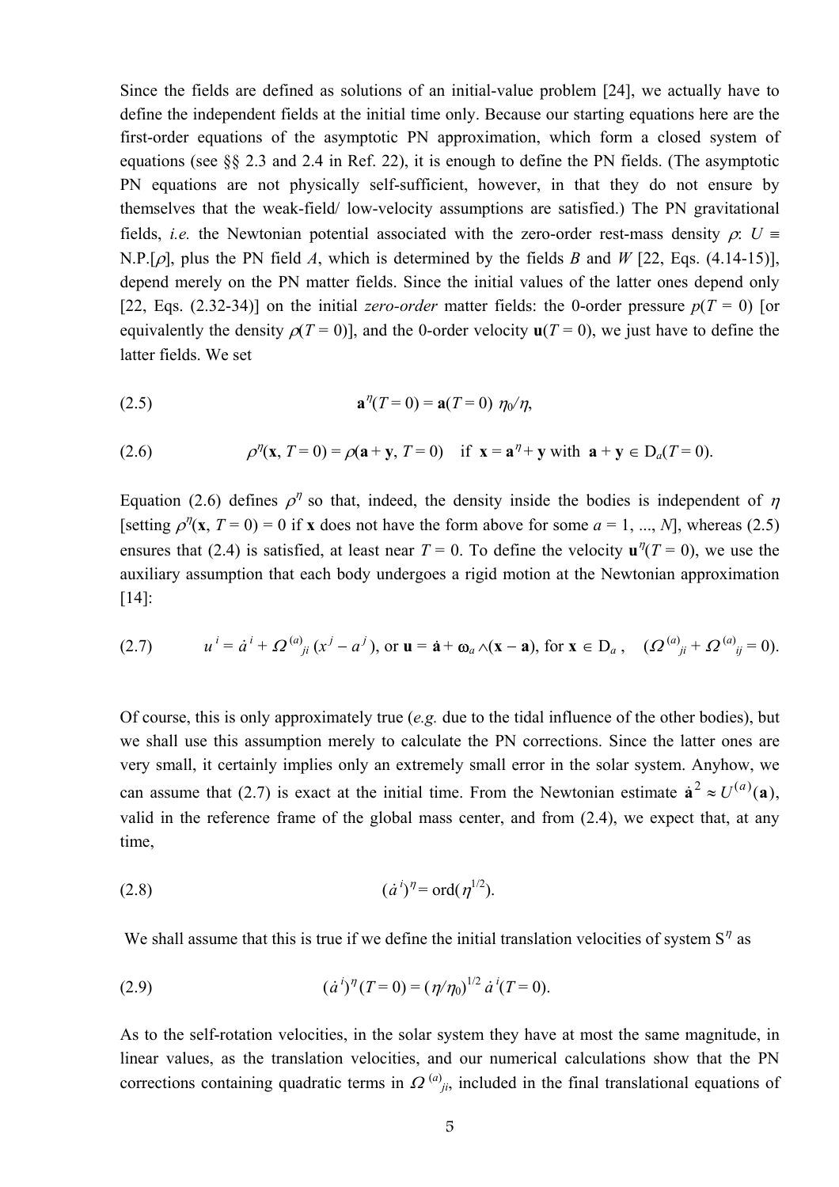Since the fields are defined as solutions of an initial-value problem [24], we actually have to define the independent fields at the initial time only. Because our starting equations here are the first-order equations of the asymptotic PN approximation, which form a closed system of equations (see §§ 2.3 and 2.4 in Ref. 22), it is enough to define the PN fields. (The asymptotic PN equations are not physically self-sufficient, however, in that they do not ensure by themselves that the weak-field/ low-velocity assumptions are satisfied.) The PN gravitational fields, *i.e.* the Newtonian potential associated with the zero-order rest-mass density $\rho$: $U \equiv$ N.P.[$\rho$], plus the PN field $A$, which is determined by the fields $B$ and $W$ [22, Eqs. (4.14-15)], depend merely on the PN matter fields. Since the initial values of the latter ones depend only [22, Eqs. (2.32-34)] on the initial *zero-order* matter fields: the 0-order pressure $p(T = 0)$ [or equivalently the density $\rho(T = 0)$], and the 0-order velocity $\mathbf{u}(T = 0)$, we just have to define the latter fields. We set

$$\text{(2.5)} \qquad \mathbf{a}^{\eta}(T = 0) = \mathbf{a}(T = 0)\ \eta_0/\eta,$$

$$\text{(2.6)} \qquad \rho^{\eta}(\mathbf{x}, T = 0) = \rho(\mathbf{a} + \mathbf{y}, T = 0) \quad \text{if } \mathbf{x} = \mathbf{a}^{\eta} + \mathbf{y} \text{ with } \mathbf{a} + \mathbf{y} \in \mathrm{D}_a(T = 0).$$

Equation (2.6) defines $\rho^{\eta}$ so that, indeed, the density inside the bodies is independent of $\eta$ [setting $\rho^{\eta}(\mathbf{x}, T = 0) = 0$ if $\mathbf{x}$ does not have the form above for some $a = 1, ..., N$], whereas (2.5) ensures that (2.4) is satisfied, at least near $T = 0$. To define the velocity $\mathbf{u}^{\eta}(T = 0)$, we use the auxiliary assumption that each body undergoes a rigid motion at the Newtonian approximation [14]:

$$\text{(2.7)} \qquad u^i = \dot{a}^i + \Omega^{(a)}_{\ ji}\,(x^j - a^j), \text{ or } \mathbf{u} = \dot{\mathbf{a}} + \boldsymbol{\omega}_a \wedge (\mathbf{x} - \mathbf{a}), \text{ for } \mathbf{x} \in \mathrm{D}_a, \quad (\Omega^{(a)}_{\ ji} + \Omega^{(a)}_{\ ij} = 0).$$

Of course, this is only approximately true (*e.g.* due to the tidal influence of the other bodies), but we shall use this assumption merely to calculate the PN corrections. Since the latter ones are very small, it certainly implies only an extremely small error in the solar system. Anyhow, we can assume that (2.7) is exact at the initial time. From the Newtonian estimate $\dot{\mathbf{a}}^2 \approx U^{(a)}(\mathbf{a})$, valid in the reference frame of the global mass center, and from (2.4), we expect that, at any time,

$$\text{(2.8)} \qquad (\dot{a}^i)^{\eta} = \mathrm{ord}(\eta^{1/2}).$$

We shall assume that this is true if we define the initial translation velocities of system $\mathrm{S}^{\eta}$ as

$$\text{(2.9)} \qquad (\dot{a}^i)^{\eta}(T = 0) = (\eta/\eta_0)^{1/2}\ \dot{a}^i(T = 0).$$

As to the self-rotation velocities, in the solar system they have at most the same magnitude, in linear values, as the translation velocities, and our numerical calculations show that the PN corrections containing quadratic terms in $\Omega^{(a)}_{\ ji}$, included in the final translational equations of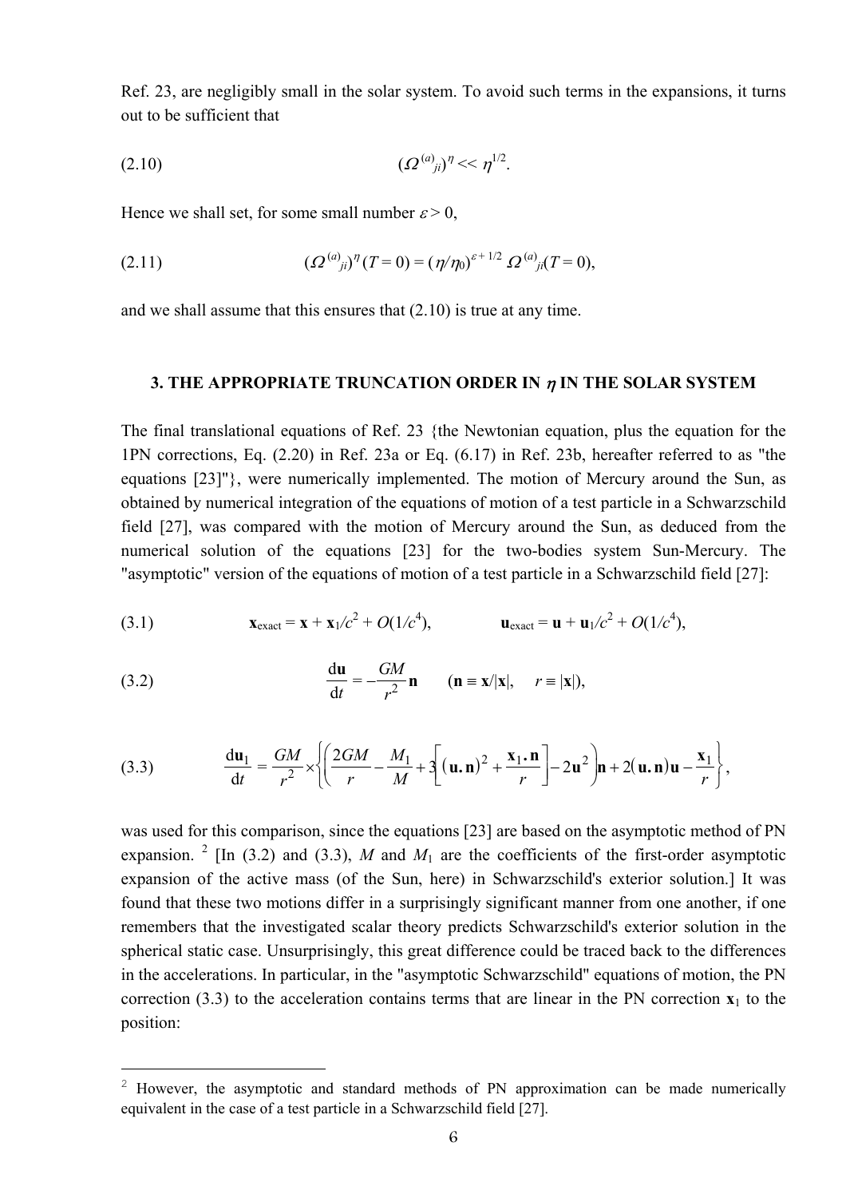Ref. 23, are negligibly small in the solar system. To avoid such terms in the expansions, it turns out to be sufficient that

$$(2.10) \qquad (\Omega^{(a)}{}_{ji})^{\eta} << \eta^{1/2}.$$

Hence we shall set, for some small number $\varepsilon > 0$,

$$(2.11) \qquad (\Omega^{(a)}{}_{ji})^{\eta}\,(T = 0) = (\eta/\eta_0)^{\varepsilon + 1/2}\;\Omega^{(a)}{}_{ji}(T = 0),$$

and we shall assume that this ensures that (2.10) is true at any time.

### 3. THE APPROPRIATE TRUNCATION ORDER IN $\eta$ IN THE SOLAR SYSTEM

The final translational equations of Ref. 23 {the Newtonian equation, plus the equation for the 1PN corrections, Eq. (2.20) in Ref. 23a or Eq. (6.17) in Ref. 23b, hereafter referred to as "the equations [23]"}, were numerically implemented. The motion of Mercury around the Sun, as obtained by numerical integration of the equations of motion of a test particle in a Schwarzschild field [27], was compared with the motion of Mercury around the Sun, as deduced from the numerical solution of the equations [23] for the two-bodies system Sun-Mercury. The "asymptotic" version of the equations of motion of a test particle in a Schwarzschild field [27]:

$$(3.1) \qquad \mathbf{x}_{\mathrm{exact}} = \mathbf{x} + \mathbf{x}_1/c^2 + O(1/c^4), \qquad \mathbf{u}_{\mathrm{exact}} = \mathbf{u} + \mathbf{u}_1/c^2 + O(1/c^4),$$

$$(3.2) \qquad \frac{\mathrm{d}\mathbf{u}}{\mathrm{d}t} = -\frac{GM}{r^2}\mathbf{n} \qquad (\mathbf{n} \equiv \mathbf{x}/|\mathbf{x}|, \quad r \equiv |\mathbf{x}|),$$

$$(3.3) \qquad \frac{\mathrm{d}\mathbf{u}_1}{\mathrm{d}t} = \frac{GM}{r^2} \times \left\{ \left( \frac{2GM}{r} - \frac{M_1}{M} + 3\left[ (\mathbf{u}.\mathbf{n})^2 + \frac{\mathbf{x}_1.\mathbf{n}}{r} \right] - 2\mathbf{u}^2 \right)\mathbf{n} + 2(\mathbf{u}.\mathbf{n})\mathbf{u} - \frac{\mathbf{x}_1}{r} \right\},$$

was used for this comparison, since the equations [23] are based on the asymptotic method of PN expansion. [2] [In (3.2) and (3.3), $M$ and $M_1$ are the coefficients of the first-order asymptotic expansion of the active mass (of the Sun, here) in Schwarzschild's exterior solution.] It was found that these two motions differ in a surprisingly significant manner from one another, if one remembers that the investigated scalar theory predicts Schwarzschild's exterior solution in the spherical static case. Unsurprisingly, this great difference could be traced back to the differences in the accelerations. In particular, in the "asymptotic Schwarzschild" equations of motion, the PN correction (3.3) to the acceleration contains terms that are linear in the PN correction $\mathbf{x}_1$ to the position:

[2] However, the asymptotic and standard methods of PN approximation can be made numerically equivalent in the case of a test particle in a Schwarzschild field [27].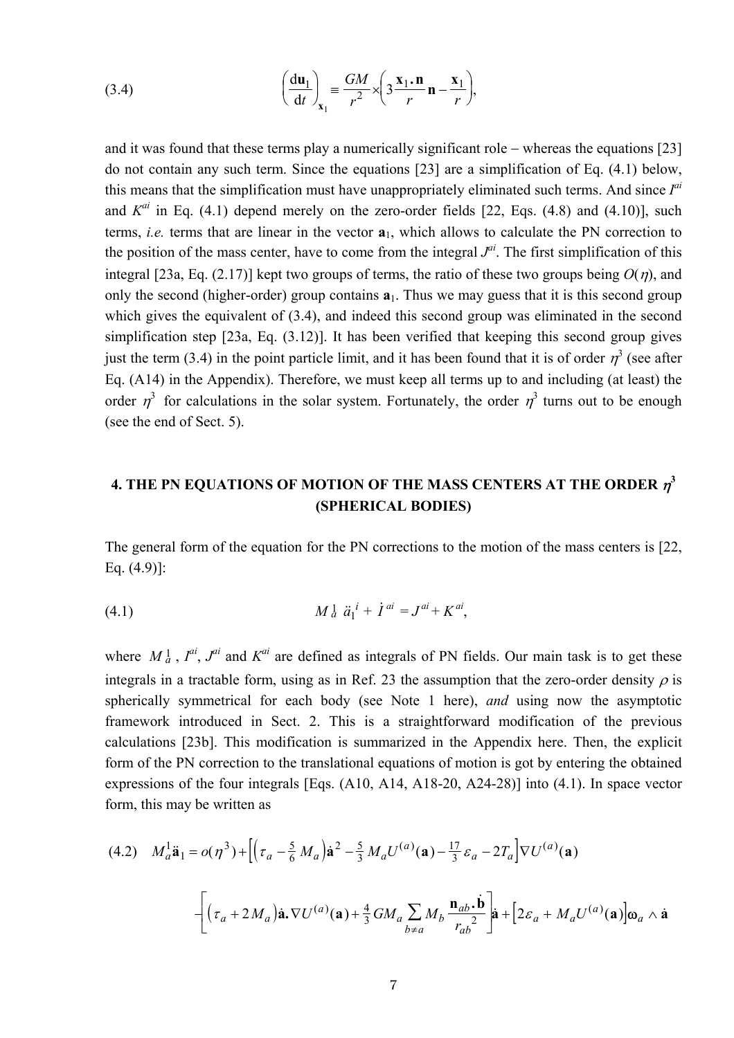$$
(3.4) \qquad \left(\frac{\mathrm{d}\mathbf{u}_1}{\mathrm{d}t}\right)_{\mathbf{x}_1} \equiv \frac{GM}{r^2}\times\left(3\frac{\mathbf{x}_1\,.\,\mathbf{n}}{r}\mathbf{n}-\frac{\mathbf{x}_1}{r}\right),
$$

and it was found that these terms play a numerically significant role − whereas the equations [23] do not contain any such term. Since the equations [23] are a simplification of Eq. (4.1) below, this means that the simplification must have unappropriately eliminated such terms. And since $I^{ai}$ and $K^{ai}$ in Eq. (4.1) depend merely on the zero-order fields [22, Eqs. (4.8) and (4.10)], such terms, *i.e.* terms that are linear in the vector $\mathbf{a}_1$, which allows to calculate the PN correction to the position of the mass center, have to come from the integral $J^{ai}$. The first simplification of this integral [23a, Eq. (2.17)] kept two groups of terms, the ratio of these two groups being $O(\eta)$, and only the second (higher-order) group contains $\mathbf{a}_1$. Thus we may guess that it is this second group which gives the equivalent of (3.4), and indeed this second group was eliminated in the second simplification step [23a, Eq. (3.12)]. It has been verified that keeping this second group gives just the term (3.4) in the point particle limit, and it has been found that it is of order $\eta^3$ (see after Eq. (A14) in the Appendix). Therefore, we must keep all terms up to and including (at least) the order $\eta^3$ for calculations in the solar system. Fortunately, the order $\eta^3$ turns out to be enough (see the end of Sect. 5).

## 4. THE PN EQUATIONS OF MOTION OF THE MASS CENTERS AT THE ORDER $\eta^3$ (SPHERICAL BODIES)

The general form of the equation for the PN corrections to the motion of the mass centers is [22, Eq. (4.9)]:

$$
(4.1) \qquad M_a^1\, \ddot{a}_1^{\,i} + \dot{I}^{\,ai} = J^{ai} + K^{ai},
$$

where $M_a^1$, $I^{ai}$, $J^{ai}$ and $K^{ai}$ are defined as integrals of PN fields. Our main task is to get these integrals in a tractable form, using as in Ref. 23 the assumption that the zero-order density $\rho$ is spherically symmetrical for each body (see Note 1 here), *and* using now the asymptotic framework introduced in Sect. 2. This is a straightforward modification of the previous calculations [23b]. This modification is summarized in the Appendix here. Then, the explicit form of the PN correction to the translational equations of motion is got by entering the obtained expressions of the four integrals [Eqs. (A10, A14, A18-20, A24-28)] into (4.1). In space vector form, this may be written as

$$
(4.2) \quad M_a^1\ddot{\mathbf{a}}_1 = o(\eta^3)+\left[\left(\tau_a-\tfrac{5}{6}M_a\right)\dot{\mathbf{a}}^2-\tfrac{5}{3}M_aU^{(a)}(\mathbf{a})-\tfrac{17}{3}\varepsilon_a-2T_a\right]\nabla U^{(a)}(\mathbf{a})
$$

$$
-\left[\left(\tau_a+2M_a\right)\dot{\mathbf{a}}.\nabla U^{(a)}(\mathbf{a})+\tfrac{4}{3}GM_a\sum_{b\neq a}M_b\frac{\mathbf{n}_{ab}.\dot{\mathbf{b}}}{r_{ab}^{\;2}}\right]\dot{\mathbf{a}}+\left[2\varepsilon_a+M_aU^{(a)}(\mathbf{a})\right]\boldsymbol{\omega}_a\wedge\dot{\mathbf{a}}
$$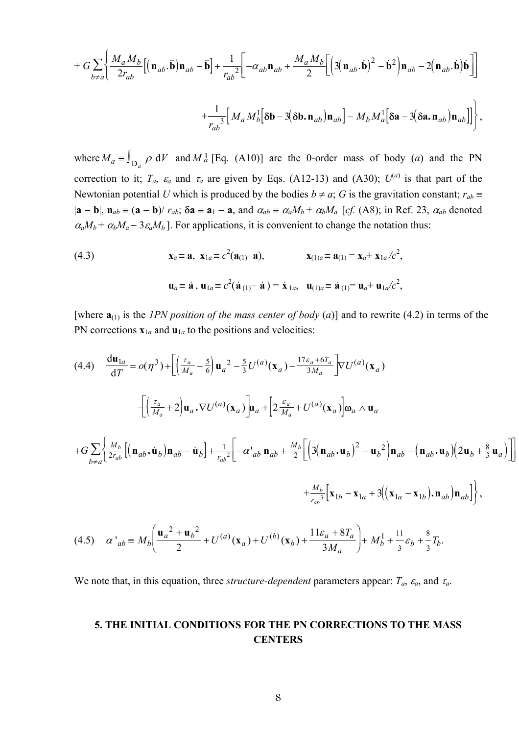$$+ G \sum_{b \neq a} \left\{ \frac{M_a M_b}{2 r_{ab}} \left[ \left( \mathbf{n}_{ab} . \ddot{\mathbf{b}} \right) \mathbf{n}_{ab} - \ddot{\mathbf{b}} \right] + \frac{1}{r_{ab}{}^2} \left[ -\alpha_{ab} \mathbf{n}_{ab} + \frac{M_a M_b}{2} \left[ \left( 3 \left( \mathbf{n}_{ab} . \dot{\mathbf{b}} \right)^2 - \dot{\mathbf{b}}^2 \right) \mathbf{n}_{ab} - 2 \left( \mathbf{n}_{ab} . \dot{\mathbf{b}} \right) \dot{\mathbf{b}} \right] \right] \right.$$

$$\left. + \frac{1}{r_{ab}{}^3} \left[ M_a M_b^1 \left[ \delta\mathbf{b} - 3 \left( \delta\mathbf{b} . \mathbf{n}_{ab} \right) \mathbf{n}_{ab} \right] - M_b M_a^1 \left[ \delta\mathbf{a} - 3 \left( \delta\mathbf{a} . \mathbf{n}_{ab} \right) \mathbf{n}_{ab} \right] \right] \right\},$$

where $M_a \equiv \int_{\mathrm{D}_a} \rho \, \mathrm{d}V$ and $M_a^1$ [Eq. (A10)] are the 0-order mass of body ($a$) and the PN correction to it; $T_a$, $\varepsilon_a$ and $\tau_a$ are given by Eqs. (A12-13) and (A30); $U^{(a)}$ is that part of the Newtonian potential $U$ which is produced by the bodies $b \neq a$; $G$ is the gravitation constant; $r_{ab} \equiv |\mathbf{a} - \mathbf{b}|$, $\mathbf{n}_{ab} \equiv (\mathbf{a} - \mathbf{b})/ r_{ab}$; $\delta\mathbf{a} \equiv \mathbf{a}_1 - \mathbf{a}$, and $\alpha_{ab} \equiv \alpha_a M_b + \alpha_b M_a$ [*cf.* (A8); in Ref. 23, $\alpha_{ab}$ denoted $\alpha_a M_b + \alpha_b M_a - 3\varepsilon_a M_b$]. For applications, it is convenient to change the notation thus:

$$\text{(4.3)} \qquad \mathbf{x}_a \equiv \mathbf{a}, \;\; \mathbf{x}_{1a} \equiv c^2(\mathbf{a}_{(1)} - \mathbf{a}), \qquad \mathbf{x}_{(1)a} \equiv \mathbf{a}_{(1)} = \mathbf{x}_a + \mathbf{x}_{1a}/c^2,$$

$$\mathbf{u}_a \equiv \dot{\mathbf{a}}, \; \mathbf{u}_{1a} \equiv c^2(\dot{\mathbf{a}}_{(1)} - \dot{\mathbf{a}}) = \dot{\mathbf{x}}_{1a}, \;\; \mathbf{u}_{(1)a} \equiv \dot{\mathbf{a}}_{(1)} = \mathbf{u}_a + \mathbf{u}_{1a}/c^2,$$

[where $\mathbf{a}_{(1)}$ is the *1PN position of the mass center of body* ($a$)] and to rewrite (4.2) in terms of the PN corrections $\mathbf{x}_{1a}$ and $\mathbf{u}_{1a}$ to the positions and velocities:

$$\text{(4.4)} \quad \frac{\mathrm{d}\mathbf{u}_{1a}}{\mathrm{d}T} = o(\eta^3) + \left[ \left( \tfrac{\tau_a}{M_a} - \tfrac{5}{6} \right) \mathbf{u}_a{}^2 - \tfrac{5}{3} U^{(a)}(\mathbf{x}_a) - \tfrac{17\varepsilon_a + 6T_a}{3M_a} \right] \nabla U^{(a)}(\mathbf{x}_a)$$

$$- \left[ \left( \tfrac{\tau_a}{M_a} + 2 \right) \mathbf{u}_a . \nabla U^{(a)}(\mathbf{x}_a) \right] \mathbf{u}_a + \left[ 2 \tfrac{\varepsilon_a}{M_a} + U^{(a)}(\mathbf{x}_a) \right] \boldsymbol{\omega}_a \wedge \mathbf{u}_a$$

$$+ G \sum_{b \neq a} \left\{ \tfrac{M_b}{2 r_{ab}} \left[ \left( \mathbf{n}_{ab} . \dot{\mathbf{u}}_b \right) \mathbf{n}_{ab} - \dot{\mathbf{u}}_b \right] + \tfrac{1}{r_{ab}{}^2} \left[ -\alpha'_{ab} \, \mathbf{n}_{ab} + \tfrac{M_b}{2} \left[ \left( 3 \left( \mathbf{n}_{ab} . \mathbf{u}_b \right)^2 - \mathbf{u}_b{}^2 \right) \mathbf{n}_{ab} - \left( \mathbf{n}_{ab} . \mathbf{u}_b \right) \left( 2\mathbf{u}_b + \tfrac{8}{3} \mathbf{u}_a \right) \right] \right] \right.$$

$$\left. + \tfrac{M_b}{r_{ab}{}^3} \left[ \mathbf{x}_{1b} - \mathbf{x}_{1a} + 3 \left( \left( \mathbf{x}_{1a} - \mathbf{x}_{1b} \right) . \mathbf{n}_{ab} \right) \mathbf{n}_{ab} \right] \right\},$$

$$\text{(4.5)} \quad \alpha'_{ab} \equiv M_b \left( \frac{\mathbf{u}_a{}^2 + \mathbf{u}_b{}^2}{2} + U^{(a)}(\mathbf{x}_a) + U^{(b)}(\mathbf{x}_b) + \frac{11\varepsilon_a + 8T_a}{3M_a} \right) + M_b^1 + \tfrac{11}{3} \varepsilon_b + \tfrac{8}{3} T_b.$$

We note that, in this equation, three *structure-dependent* parameters appear: $T_a$, $\varepsilon_a$, and $\tau_a$.

## 5. THE INITIAL CONDITIONS FOR THE PN CORRECTIONS TO THE MASS CENTERS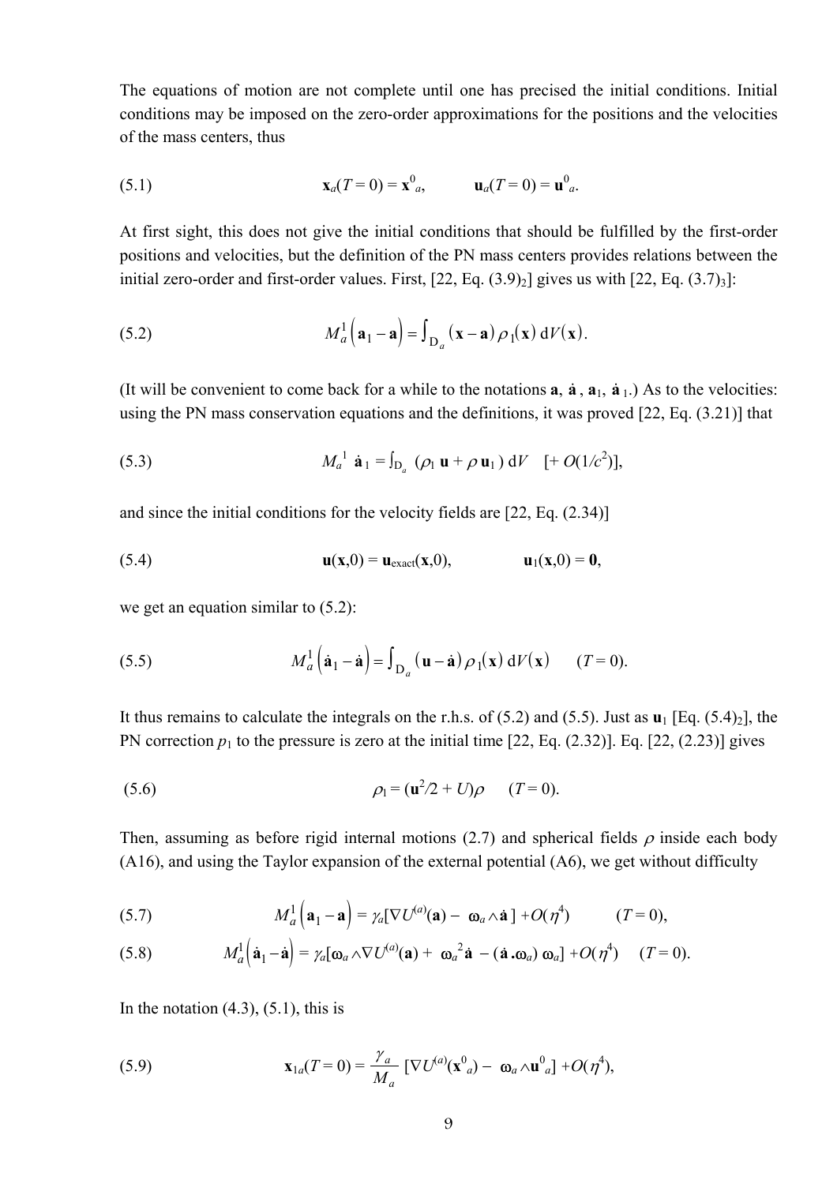The equations of motion are not complete until one has precised the initial conditions. Initial conditions may be imposed on the zero-order approximations for the positions and the velocities of the mass centers, thus

$$\mathbf{x}_a(T = 0) = \mathbf{x}^0_a, \qquad \mathbf{u}_a(T = 0) = \mathbf{u}^0_a. \tag{5.1}$$

At first sight, this does not give the initial conditions that should be fulfilled by the first-order positions and velocities, but the definition of the PN mass centers provides relations between the initial zero-order and first-order values. First, [22, Eq. (3.9)$_2$] gives us with [22, Eq. (3.7)$_3$]:

$$M_a^1 \left(\mathbf{a}_1 - \mathbf{a}\right) = \int_{\mathrm{D}_a} (\mathbf{x} - \mathbf{a})\, \rho_1(\mathbf{x})\, \mathrm{d}V(\mathbf{x}). \tag{5.2}$$

(It will be convenient to come back for a while to the notations $\mathbf{a}$, $\dot{\mathbf{a}}$, $\mathbf{a}_1$, $\dot{\mathbf{a}}_1$.) As to the velocities: using the PN mass conservation equations and the definitions, it was proved [22, Eq. (3.21)] that

$$M_a^1\ \dot{\mathbf{a}}_1 = \int_{\mathrm{D}_a} (\rho_1\, \mathbf{u} + \rho\, \mathbf{u}_1)\, \mathrm{d}V \quad [+\, O(1/c^2)], \tag{5.3}$$

and since the initial conditions for the velocity fields are [22, Eq. (2.34)]

$$\mathbf{u}(\mathbf{x},0) = \mathbf{u}_{\text{exact}}(\mathbf{x},0), \qquad \mathbf{u}_1(\mathbf{x},0) = \mathbf{0}, \tag{5.4}$$

we get an equation similar to (5.2):

$$M_a^1 \left(\dot{\mathbf{a}}_1 - \dot{\mathbf{a}}\right) = \int_{\mathrm{D}_a} \left(\mathbf{u} - \dot{\mathbf{a}}\right) \rho_1(\mathbf{x})\, \mathrm{d}V(\mathbf{x}) \qquad (T = 0). \tag{5.5}$$

It thus remains to calculate the integrals on the r.h.s. of (5.2) and (5.5). Just as $\mathbf{u}_1$ [Eq. (5.4)$_2$], the PN correction $p_1$ to the pressure is zero at the initial time [22, Eq. (2.32)]. Eq. [22, (2.23)] gives

$$\rho_1 = (\mathbf{u}^2/2 + U)\rho \qquad (T = 0). \tag{5.6}$$

Then, assuming as before rigid internal motions (2.7) and spherical fields $\rho$ inside each body (A16), and using the Taylor expansion of the external potential (A6), we get without difficulty

$$M_a^1 \left(\mathbf{a}_1 - \mathbf{a}\right) = \gamma_a[\nabla U^{(a)}(\mathbf{a}) - \boldsymbol{\omega}_a \wedge \dot{\mathbf{a}}\,] + O(\eta^4) \qquad (T = 0), \tag{5.7}$$

$$M_a^1 \left(\dot{\mathbf{a}}_1 - \dot{\mathbf{a}}\right) = \gamma_a[\boldsymbol{\omega}_a \wedge \nabla U^{(a)}(\mathbf{a}) + \boldsymbol{\omega}_a{}^2 \dot{\mathbf{a}} - (\dot{\mathbf{a}}\,.\boldsymbol{\omega}_a)\, \boldsymbol{\omega}_a] + O(\eta^4) \qquad (T = 0). \tag{5.8}$$

In the notation (4.3), (5.1), this is

$$\mathbf{x}_{1a}(T = 0) = \frac{\gamma_a}{M_a}\, [\nabla U^{(a)}(\mathbf{x}^0_a) - \boldsymbol{\omega}_a \wedge \mathbf{u}^0_a] + O(\eta^4), \tag{5.9}$$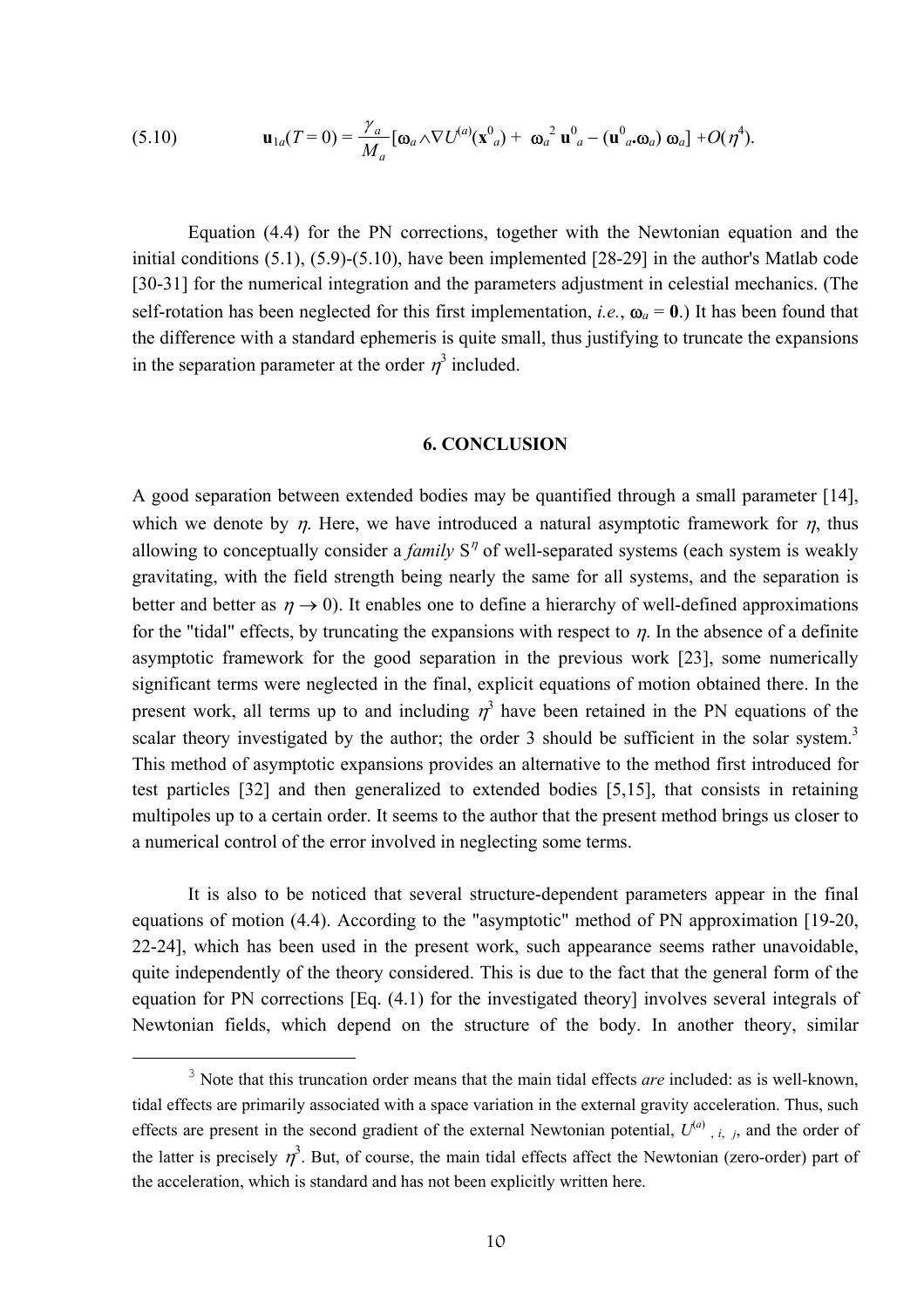$$\text{(5.10)} \qquad \mathbf{u}_{1a}(T=0) = \frac{\gamma_a}{M_a}[\boldsymbol{\omega}_a \wedge \nabla U^{(a)}(\mathbf{x}^0_a) + \omega_a^{\,2}\, \mathbf{u}^0_a - (\mathbf{u}^0_a.\boldsymbol{\omega}_a)\, \boldsymbol{\omega}_a] + O(\eta^4).$$

Equation (4.4) for the PN corrections, together with the Newtonian equation and the initial conditions (5.1), (5.9)-(5.10), have been implemented [28-29] in the author's Matlab code [30-31] for the numerical integration and the parameters adjustment in celestial mechanics. (The self-rotation has been neglected for this first implementation, *i.e.*, $\boldsymbol{\omega}_a = \mathbf{0}$.) It has been found that the difference with a standard ephemeris is quite small, thus justifying to truncate the expansions in the separation parameter at the order $\eta^3$ included.

## 6. CONCLUSION

A good separation between extended bodies may be quantified through a small parameter [14], which we denote by $\eta$. Here, we have introduced a natural asymptotic framework for $\eta$, thus allowing to conceptually consider a *family* $S^\eta$ of well-separated systems (each system is weakly gravitating, with the field strength being nearly the same for all systems, and the separation is better and better as $\eta \to 0$). It enables one to define a hierarchy of well-defined approximations for the "tidal" effects, by truncating the expansions with respect to $\eta$. In the absence of a definite asymptotic framework for the good separation in the previous work [23], some numerically significant terms were neglected in the final, explicit equations of motion obtained there. In the present work, all terms up to and including $\eta^3$ have been retained in the PN equations of the scalar theory investigated by the author; the order 3 should be sufficient in the solar system.[3] This method of asymptotic expansions provides an alternative to the method first introduced for test particles [32] and then generalized to extended bodies [5,15], that consists in retaining multipoles up to a certain order. It seems to the author that the present method brings us closer to a numerical control of the error involved in neglecting some terms.

It is also to be noticed that several structure-dependent parameters appear in the final equations of motion (4.4). According to the "asymptotic" method of PN approximation [19-20, 22-24], which has been used in the present work, such appearance seems rather unavoidable, quite independently of the theory considered. This is due to the fact that the general form of the equation for PN corrections [Eq. (4.1) for the investigated theory] involves several integrals of Newtonian fields, which depend on the structure of the body. In another theory, similar

[3] Note that this truncation order means that the main tidal effects *are* included: as is well-known, tidal effects are primarily associated with a space variation in the external gravity acceleration. Thus, such effects are present in the second gradient of the external Newtonian potential, $U^{(a)}{}_{,\,i,\;j}$, and the order of the latter is precisely $\eta^3$. But, of course, the main tidal effects affect the Newtonian (zero-order) part of the acceleration, which is standard and has not been explicitly written here.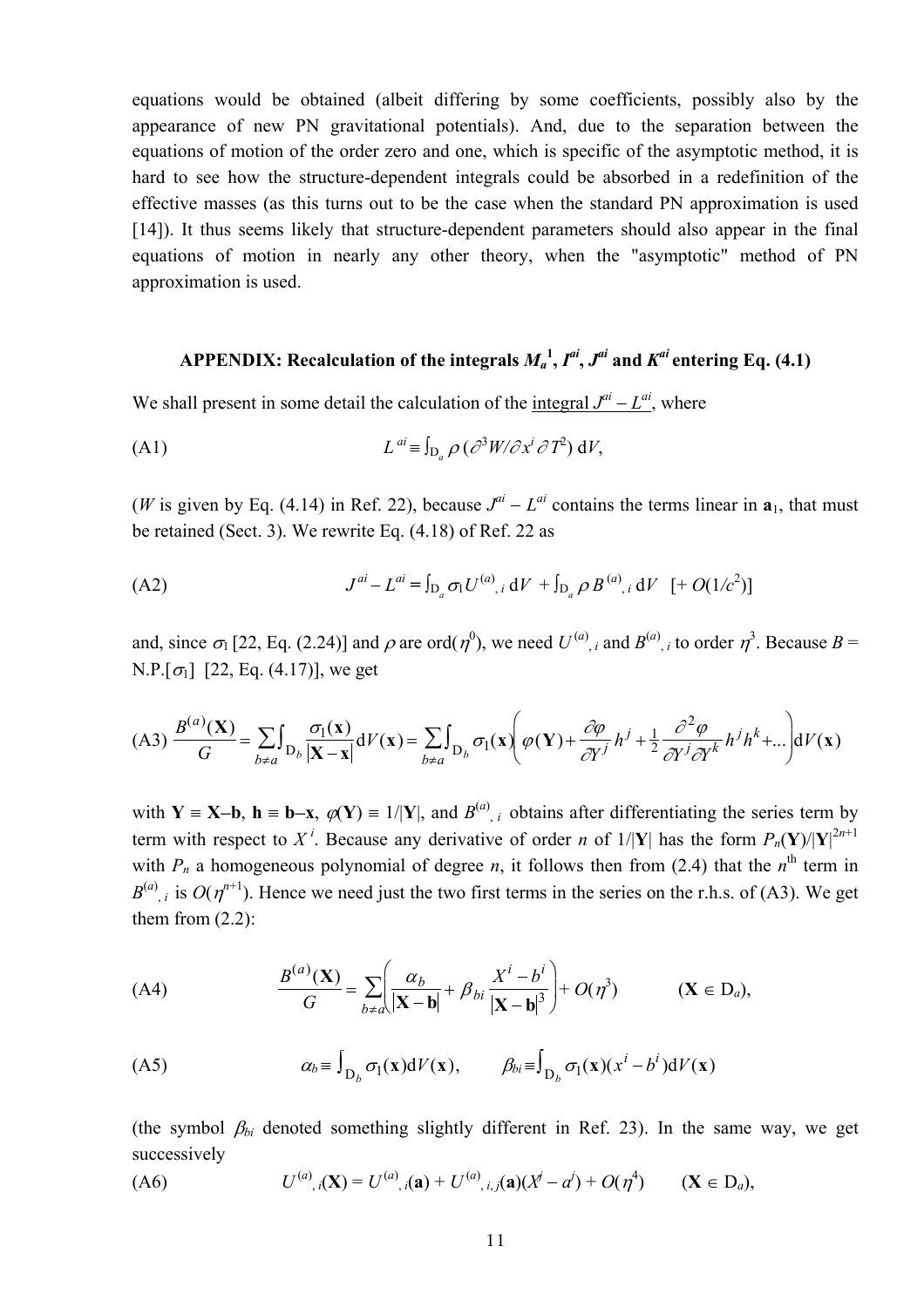equations would be obtained (albeit differing by some coefficients, possibly also by the appearance of new PN gravitational potentials). And, due to the separation between the equations of motion of the order zero and one, which is specific of the asymptotic method, it is hard to see how the structure-dependent integrals could be absorbed in a redefinition of the effective masses (as this turns out to be the case when the standard PN approximation is used [14]). It thus seems likely that structure-dependent parameters should also appear in the final equations of motion in nearly any other theory, when the "asymptotic" method of PN approximation is used.

## APPENDIX: Recalculation of the integrals $M_a^1$, $I^{ai}$, $J^{ai}$ and $K^{ai}$ entering Eq. (4.1)

We shall present in some detail the calculation of the integral $J^{ai} - L^{ai}$, where

(A1) $$L^{ai} \equiv \int_{\mathrm{D}_a} \rho \, (\partial^3 W / \partial x^i \partial T^2) \, \mathrm{d}V,$$

($W$ is given by Eq. (4.14) in Ref. 22), because $J^{ai} - L^{ai}$ contains the terms linear in $\mathbf{a}_1$, that must be retained (Sect. 3). We rewrite Eq. (4.18) of Ref. 22 as

(A2) $$J^{ai} - L^{ai} = \int_{\mathrm{D}_a} \sigma_1 U^{(a)}{}_{,\,i} \, \mathrm{d}V + \int_{\mathrm{D}_a} \rho \, B^{(a)}{}_{,\,i} \, \mathrm{d}V \quad [+ \, O(1/c^2)]$$

and, since $\sigma_1$ [22, Eq. (2.24)] and $\rho$ are ord($\eta^0$), we need $U^{(a)}{}_{,\,i}$ and $B^{(a)}{}_{,\,i}$ to order $\eta^3$. Because $B$ = N.P.[$\sigma_1$] [22, Eq. (4.17)], we get

(A3) $$\frac{B^{(a)}(\mathbf{X})}{G} = \sum_{b \neq a} \int_{\mathrm{D}_b} \frac{\sigma_1(\mathbf{x})}{|\mathbf{X} - \mathbf{x}|} \mathrm{d}V(\mathbf{x}) = \sum_{b \neq a} \int_{\mathrm{D}_b} \sigma_1(\mathbf{x}) \left( \varphi(\mathbf{Y}) + \frac{\partial \varphi}{\partial Y^j} h^j + \tfrac{1}{2} \frac{\partial^2 \varphi}{\partial Y^j \partial Y^k} h^j h^k + ... \right) \mathrm{d}V(\mathbf{x})$$

with $\mathbf{Y} \equiv \mathbf{X} - \mathbf{b}$, $\mathbf{h} \equiv \mathbf{b} - \mathbf{x}$, $\varphi(\mathbf{Y}) \equiv 1/|\mathbf{Y}|$, and $B^{(a)}{}_{,\,i}$ obtains after differentiating the series term by term with respect to $X^i$. Because any derivative of order $n$ of $1/|\mathbf{Y}|$ has the form $P_n(\mathbf{Y})/|\mathbf{Y}|^{2n+1}$ with $P_n$ a homogeneous polynomial of degree $n$, it follows then from (2.4) that the $n^{\text{th}}$ term in $B^{(a)}{}_{,\,i}$ is $O(\eta^{n+1})$. Hence we need just the two first terms in the series on the r.h.s. of (A3). We get them from (2.2):

(A4) $$\frac{B^{(a)}(\mathbf{X})}{G} = \sum_{b \neq a} \left( \frac{\alpha_b}{|\mathbf{X} - \mathbf{b}|} + \beta_{bi} \frac{X^i - b^i}{|\mathbf{X} - \mathbf{b}|^3} \right) + O(\eta^3) \qquad (\mathbf{X} \in \mathrm{D}_a),$$

(A5) $$\alpha_b \equiv \int_{\mathrm{D}_b} \sigma_1(\mathbf{x}) \mathrm{d}V(\mathbf{x}), \qquad \beta_{bi} \equiv \int_{\mathrm{D}_b} \sigma_1(\mathbf{x})(x^i - b^i) \mathrm{d}V(\mathbf{x})$$

(the symbol $\beta_{bi}$ denoted something slightly different in Ref. 23). In the same way, we get successively

(A6) $$U^{(a)}{}_{,\,i}(\mathbf{X}) = U^{(a)}{}_{,\,i}(\mathbf{a}) + U^{(a)}{}_{,\,i,\,j}(\mathbf{a})(X^j - a^j) + O(\eta^4) \qquad (\mathbf{X} \in \mathrm{D}_a),$$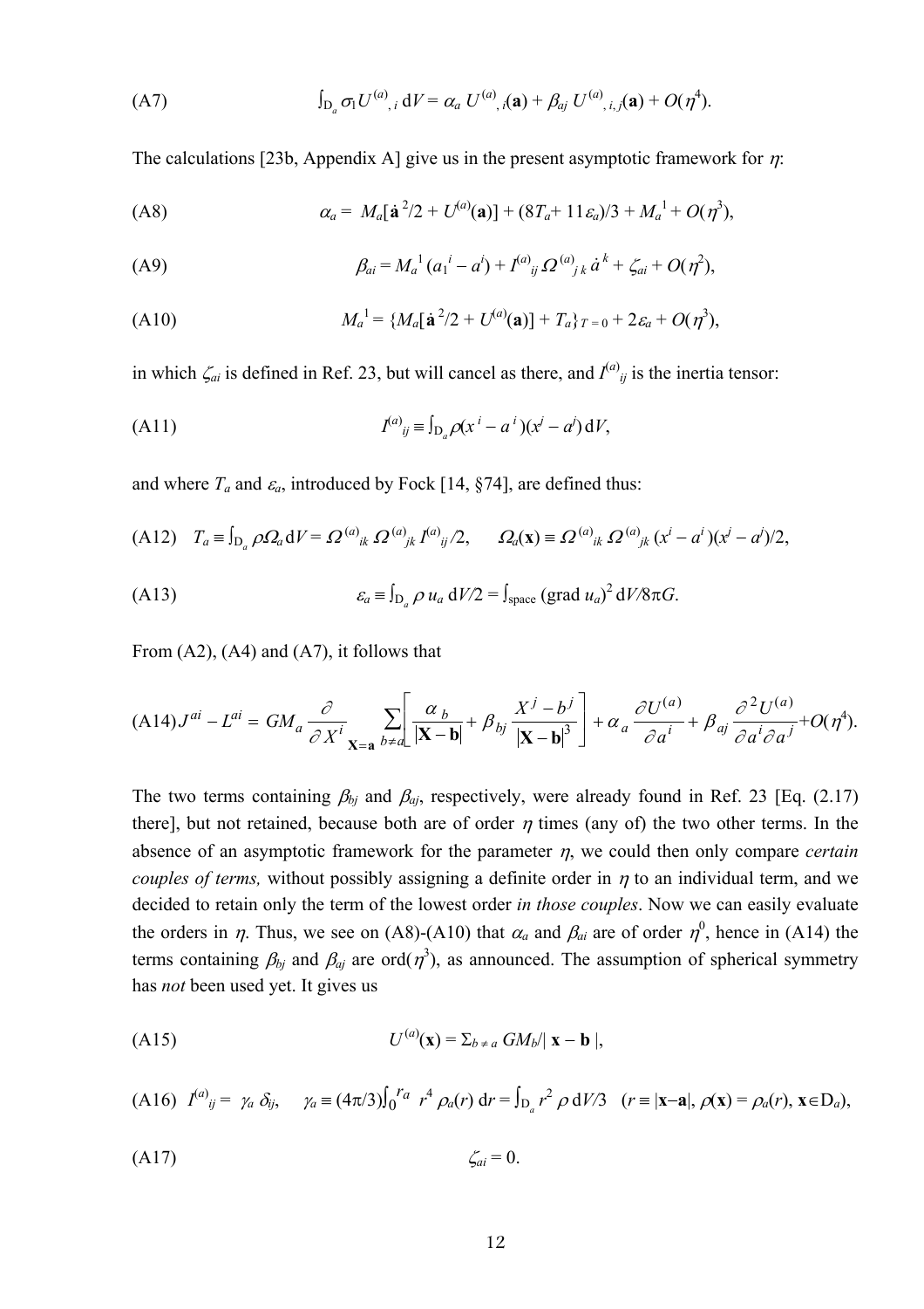(A7) $$\int_{\mathrm{D}_a} \sigma_1 U^{(a)}{}_{,\,i}\, \mathrm{d}V = \alpha_a\, U^{(a)}{}_{,\,i}(\mathbf{a}) + \beta_{aj}\, U^{(a)}{}_{,\,i,\,j}(\mathbf{a}) + O(\eta^4).$$

The calculations [23b, Appendix A] give us in the present asymptotic framework for $\eta$:

(A8) $$\alpha_a = M_a[\dot{\mathbf{a}}^2/2 + U^{(a)}(\mathbf{a})] + (8T_a + 11\varepsilon_a)/3 + M_a{}^1 + O(\eta^3),$$

(A9) $$\beta_{ai} = M_a{}^1\,(a_1{}^i - a^i) + I^{(a)}{}_{ij}\, \Omega^{(a)}{}_{j\,k}\, \dot{a}^{\,k} + \zeta_{ai} + O(\eta^2),$$

(A10) $$M_a{}^1 = \{M_a[\dot{\mathbf{a}}^2/2 + U^{(a)}(\mathbf{a})] + T_a\}_{T\,=\,0} + 2\varepsilon_a + O(\eta^3),$$

in which $\zeta_{ai}$ is defined in Ref. 23, but will cancel as there, and $I^{(a)}{}_{ij}$ is the inertia tensor:

(A11) $$I^{(a)}{}_{ij} \equiv \int_{\mathrm{D}_a} \rho(x^i - a^i)(x^j - a^j)\,\mathrm{d}V,$$

and where $T_a$ and $\varepsilon_a$, introduced by Fock [14, §74], are defined thus:

(A12) $$T_a \equiv \int_{\mathrm{D}_a} \rho\Omega_a\, \mathrm{d}V = \Omega^{(a)}{}_{ik}\, \Omega^{(a)}{}_{jk}\, I^{(a)}{}_{ij}/2, \qquad \Omega_a(\mathbf{x}) \equiv \Omega^{(a)}{}_{ik}\, \Omega^{(a)}{}_{jk}\,(x^i - a^i)(x^j - a^j)/2,$$

(A13) $$\varepsilon_a \equiv \int_{\mathrm{D}_a} \rho\, u_a\, \mathrm{d}V/2 = \int_{\text{space}} (\operatorname{grad} u_a)^2\, \mathrm{d}V/8\pi G.$$

From (A2), (A4) and (A7), it follows that

(A14) $$J^{ai} - L^{ai} = GM_a \left.\frac{\partial}{\partial X^i}\right|_{\mathbf{X}=\mathbf{a}} \sum_{b \neq a} \left[ \frac{\alpha_b}{|\mathbf{X}-\mathbf{b}|} + \beta_{bj}\, \frac{X^j - b^j}{|\mathbf{X}-\mathbf{b}|^3} \right] + \alpha_a\, \frac{\partial U^{(a)}}{\partial a^i} + \beta_{aj}\, \frac{\partial^2 U^{(a)}}{\partial a^i \partial a^j} + O(\eta^4).$$

The two terms containing $\beta_{bj}$ and $\beta_{aj}$, respectively, were already found in Ref. 23 [Eq. (2.17) there], but not retained, because both are of order $\eta$ times (any of) the two other terms. In the absence of an asymptotic framework for the parameter $\eta$, we could then only compare *certain couples of terms,* without possibly assigning a definite order in $\eta$ to an individual term, and we decided to retain only the term of the lowest order *in those couples*. Now we can easily evaluate the orders in $\eta$. Thus, we see on (A8)-(A10) that $\alpha_a$ and $\beta_{ai}$ are of order $\eta^0$, hence in (A14) the terms containing $\beta_{bj}$ and $\beta_{aj}$ are ord($\eta^3$), as announced. The assumption of spherical symmetry has *not* been used yet. It gives us

(A15) $$U^{(a)}(\mathbf{x}) = \Sigma_{b \neq a}\, GM_b/|\,\mathbf{x} - \mathbf{b}\,|,$$

(A16) $$I^{(a)}{}_{ij} = \gamma_a\, \delta_{ij}, \quad \gamma_a \equiv (4\pi/3)\int_0^{r_a} r^4\, \rho_a(r)\, \mathrm{d}r = \int_{\mathrm{D}_a} r^2\, \rho\, \mathrm{d}V/3 \quad (r \equiv |\mathbf{x}{-}\mathbf{a}|,\ \rho(\mathbf{x}) = \rho_a(r),\ \mathbf{x}{\in}\mathrm{D}_a),$$

(A17) $$\zeta_{ai} = 0.$$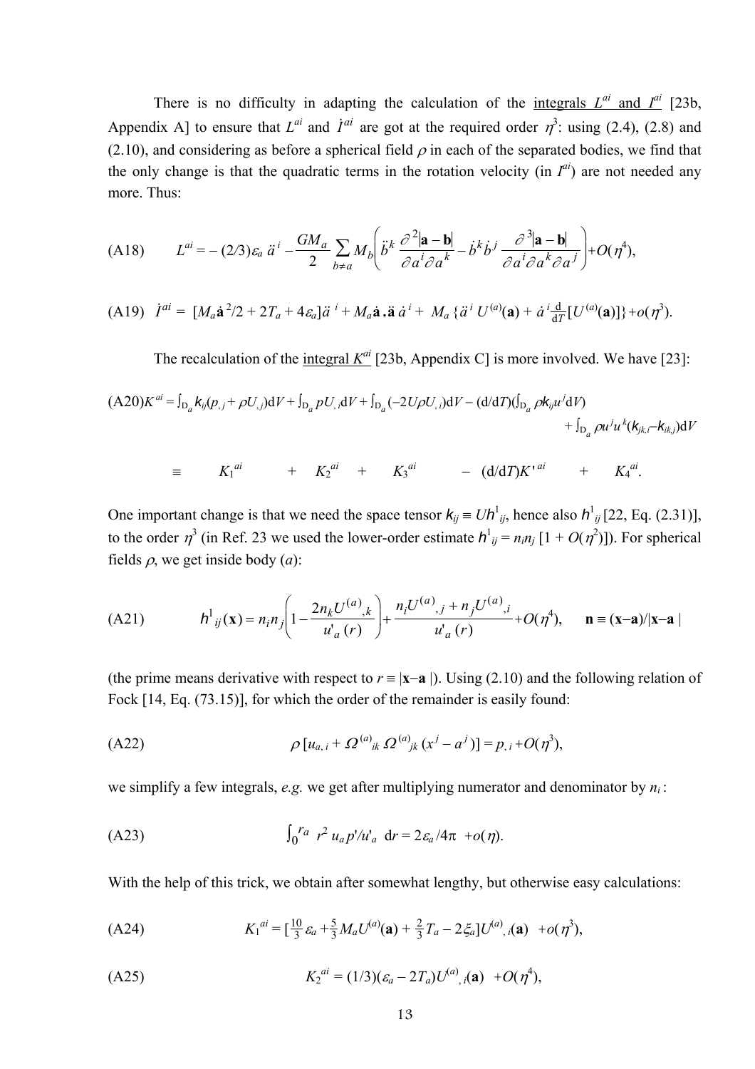There is no difficulty in adapting the calculation of the integrals $L^{ai}$ and $I^{ai}$ [23b, Appendix A] to ensure that $L^{ai}$ and $\dot{I}^{ai}$ are got at the required order $\eta^3$: using (2.4), (2.8) and (2.10), and considering as before a spherical field $\rho$ in each of the separated bodies, we find that the only change is that the quadratic terms in the rotation velocity (in $I^{ai}$) are not needed any more. Thus:

$$\text{(A18)}\qquad L^{ai} = -(2/3)\varepsilon_a\, \ddot{a}^{\,i} - \frac{GM_a}{2}\sum_{b\neq a} M_b\left(\ddot{b}^{\,k}\,\frac{\partial^2|\mathbf{a}-\mathbf{b}|}{\partial a^i \partial a^k} - \dot{b}^{\,k}\dot{b}^{\,j}\,\frac{\partial^3|\mathbf{a}-\mathbf{b}|}{\partial a^i \partial a^k \partial a^j}\right) + O(\eta^4),$$

$$\text{(A19)}\quad \dot{I}^{ai} = [M_a\dot{\mathbf{a}}^{2}/2 + 2T_a + 4\varepsilon_a]\ddot{a}^{\,i} + M_a\dot{\mathbf{a}}\,.\,\ddot{\mathbf{a}}\,\dot{a}^{\,i} + M_a\,\{\ddot{a}^{\,i}\,U^{(a)}(\mathbf{a}) + \dot{a}^{\,i}\tfrac{\mathrm{d}}{\mathrm{d}T}[U^{(a)}(\mathbf{a})]\} + o(\eta^3).$$

The recalculation of the integral $K^{ai}$ [23b, Appendix C] is more involved. We have [23]:

$$\text{(A20)}\; K^{ai} = \int_{\mathrm{D}_a} k_{ij}(p_{,j} + \rho U_{,j})\mathrm{d}V + \int_{\mathrm{D}_a} pU_{,i}\mathrm{d}V + \int_{\mathrm{D}_a}(-2U\rho U_{,i})\mathrm{d}V - (\mathrm{d}/\mathrm{d}T)\left(\int_{\mathrm{D}_a}\rho k_{ij}u^j \mathrm{d}V\right) + \int_{\mathrm{D}_a}\rho u^j u^k (k_{jk,i} - k_{ik,j})\mathrm{d}V$$

$$\equiv \quad K_1^{ai} \quad + \quad K_2^{ai} \quad + \quad K_3^{ai} \quad - \;(\mathrm{d}/\mathrm{d}T)K'^{\,ai} \quad + \quad K_4^{ai}.$$

One important change is that we need the space tensor $k_{ij} \equiv Uh^1_{ij}$, hence also $h^1_{ij}$ [22, Eq. (2.31)], to the order $\eta^3$ (in Ref. 23 we used the lower-order estimate $h^1_{ij} = n_i n_j\,[1 + O(\eta^2)]$). For spherical fields $\rho$, we get inside body ($a$):

$$\text{(A21)}\qquad h^1_{ij}(\mathbf{x}) = n_i n_j\left(1 - \frac{2n_k U^{(a)}{}_{,k}}{u'_a(r)}\right) + \frac{n_i U^{(a)}{}_{,j} + n_j U^{(a)}{}_{,i}}{u'_a(r)} + O(\eta^4), \qquad \mathbf{n} \equiv (\mathbf{x}-\mathbf{a})/|\mathbf{x}-\mathbf{a}\,|$$

(the prime means derivative with respect to $r \equiv |\mathbf{x}-\mathbf{a}\,|$). Using (2.10) and the following relation of Fock [14, Eq. (73.15)], for which the order of the remainder is easily found:

$$\text{(A22)}\qquad \rho\,[u_{a,\,i} + \Omega^{(a)}{}_{ik}\,\Omega^{(a)}{}_{jk}\,(x^j - a^j)] = p_{,\,i} + O(\eta^3),$$

we simplify a few integrals, *e.g.* we get after multiplying numerator and denominator by $n_i$:

$$\text{(A23)}\qquad \int_0^{r_a} r^2\, u_a p'/u'_a\;\mathrm{d}r = 2\varepsilon_a/4\pi \;+ o(\eta).$$

With the help of this trick, we obtain after somewhat lengthy, but otherwise easy calculations:

$$\text{(A24)}\qquad K_1^{ai} = [\tfrac{10}{3}\varepsilon_a + \tfrac{5}{3}M_a U^{(a)}(\mathbf{a}) + \tfrac{2}{3}T_a - 2\xi_a]U^{(a)}{}_{,\,i}(\mathbf{a}) \;\; + o(\eta^3),$$

$$\text{(A25)}\qquad K_2^{ai} = (1/3)(\varepsilon_a - 2T_a)U^{(a)}{}_{,\,i}(\mathbf{a}) \;\; + O(\eta^4),$$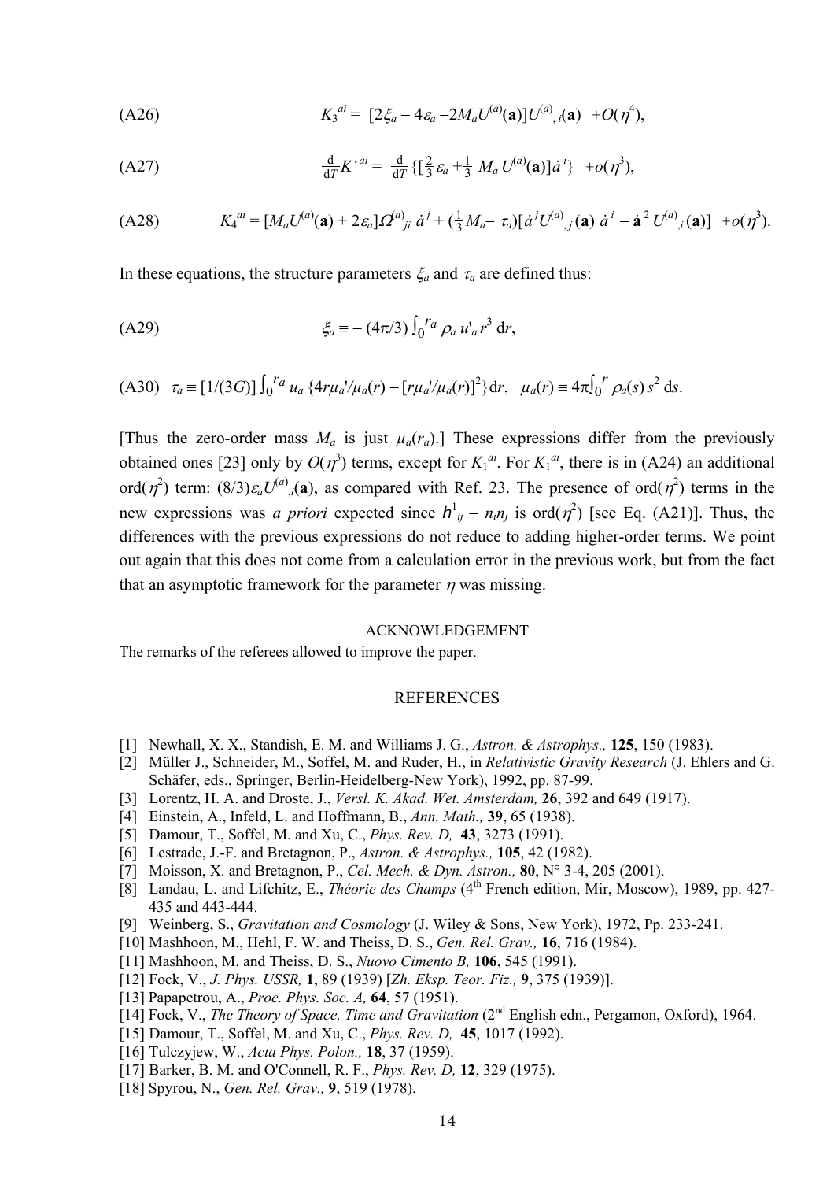(A26) $$K_3^{ai} = [2\xi_a - 4\varepsilon_a - 2M_a U^{(a)}(\mathbf{a})]U^{(a)}_{,i}(\mathbf{a}) + O(\eta^4),$$

(A27) $$\frac{\mathrm{d}}{\mathrm{d}T} K'^{ai} = \frac{\mathrm{d}}{\mathrm{d}T}\{[\tfrac{2}{3}\varepsilon_a + \tfrac{1}{3} M_a U^{(a)}(\mathbf{a})]\dot{a}^i\} + o(\eta^3),$$

(A28) $$K_4^{ai} = [M_a U^{(a)}(\mathbf{a}) + 2\varepsilon_a]\Omega^{(a)}_{ji}\,\dot{a}^j + (\tfrac{1}{3}M_a - \tau_a)[\dot{a}^j U^{(a)}_{,j}(\mathbf{a})\,\dot{a}^i - \dot{\mathbf{a}}^2 U^{(a)}_{,i}(\mathbf{a})] + o(\eta^3).$$

In these equations, the structure parameters $\xi_a$ and $\tau_a$ are defined thus:

(A29) $$\xi_a \equiv -(4\pi/3)\int_0^{r_a} \rho_a\, u'_a\, r^3\, \mathrm{d}r,$$

(A30) $$\tau_a \equiv [1/(3G)]\int_0^{r_a} u_a\,\{4r\mu_a'/\mu_a(r) - [r\mu_a'/\mu_a(r)]^2\}\mathrm{d}r,\quad \mu_a(r) \equiv 4\pi\int_0^{r} \rho_a(s)\, s^2\, \mathrm{d}s.$$

[Thus the zero-order mass $M_a$ is just $\mu_a(r_a)$.] These expressions differ from the previously obtained ones [23] only by $O(\eta^3)$ terms, except for $K_1^{ai}$. For $K_1^{ai}$, there is in (A24) an additional ord($\eta^2$) term: $(8/3)\varepsilon_a U^{(a)}_{,i}(\mathbf{a})$, as compared with Ref. 23. The presence of ord($\eta^2$) terms in the new expressions was *a priori* expected since $h^1_{ij} - n_i n_j$ is ord($\eta^2$) [see Eq. (A21)]. Thus, the differences with the previous expressions do not reduce to adding higher-order terms. We point out again that this does not come from a calculation error in the previous work, but from the fact that an asymptotic framework for the parameter $\eta$ was missing.

## ACKNOWLEDGEMENT

The remarks of the referees allowed to improve the paper.

## REFERENCES

[1] Newhall, X. X., Standish, E. M. and Williams J. G., *Astron. & Astrophys.,* **125**, 150 (1983).
[2] Müller J., Schneider, M., Soffel, M. and Ruder, H., in *Relativistic Gravity Research* (J. Ehlers and G. Schäfer, eds., Springer, Berlin-Heidelberg-New York), 1992, pp. 87-99.
[3] Lorentz, H. A. and Droste, J., *Versl. K. Akad. Wet. Amsterdam,* **26**, 392 and 649 (1917).
[4] Einstein, A., Infeld, L. and Hoffmann, B., *Ann. Math.,* **39**, 65 (1938).
[5] Damour, T., Soffel, M. and Xu, C., *Phys. Rev. D,* **43**, 3273 (1991).
[6] Lestrade, J.-F. and Bretagnon, P., *Astron. & Astrophys.,* **105**, 42 (1982).
[7] Moisson, X. and Bretagnon, P., *Cel. Mech. & Dyn. Astron.,* **80**, N° 3-4, 205 (2001).
[8] Landau, L. and Lifchitz, E., *Théorie des Champs* (4th French edition, Mir, Moscow), 1989, pp. 427-435 and 443-444.
[9] Weinberg, S., *Gravitation and Cosmology* (J. Wiley & Sons, New York), 1972, Pp. 233-241.
[10] Mashhoon, M., Hehl, F. W. and Theiss, D. S., *Gen. Rel. Grav.,* **16**, 716 (1984).
[11] Mashhoon, M. and Theiss, D. S., *Nuovo Cimento B,* **106**, 545 (1991).
[12] Fock, V., *J. Phys. USSR,* **1**, 89 (1939) [*Zh. Eksp. Teor. Fiz.,* **9**, 375 (1939)].
[13] Papapetrou, A., *Proc. Phys. Soc. A,* **64**, 57 (1951).
[14] Fock, V., *The Theory of Space, Time and Gravitation* (2nd English edn., Pergamon, Oxford), 1964.
[15] Damour, T., Soffel, M. and Xu, C., *Phys. Rev. D,* **45**, 1017 (1992).
[16] Tulczyjew, W., *Acta Phys. Polon.,* **18**, 37 (1959).
[17] Barker, B. M. and O'Connell, R. F., *Phys. Rev. D,* **12**, 329 (1975).
[18] Spyrou, N., *Gen. Rel. Grav.,* **9**, 519 (1978).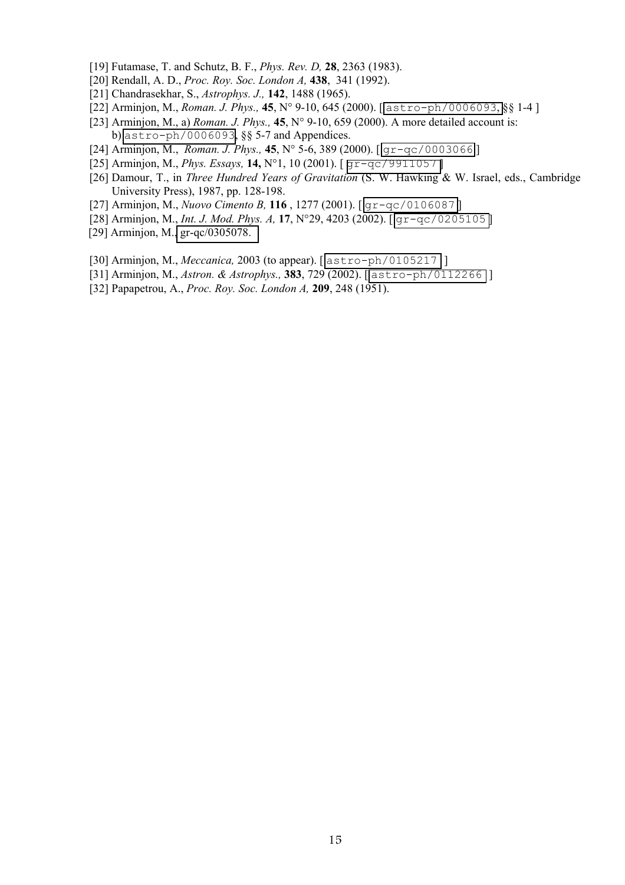[19] Futamase, T. and Schutz, B. F., *Phys. Rev. D,* **28**, 2363 (1983).

[20] Rendall, A. D., *Proc. Roy. Soc. London A,* **438**, 341 (1992).

[21] Chandrasekhar, S., *Astrophys. J.,* **142**, 1488 (1965).

[22] Arminjon, M., *Roman. J. Phys.,* **45**, N° 9-10, 645 (2000). [ astro-ph/0006093, §§ 1-4 ]

[23] Arminjon, M., a) *Roman. J. Phys.,* **45**, N° 9-10, 659 (2000). A more detailed account is: b) astro-ph/0006093, §§ 5-7 and Appendices.

[24] Arminjon, M., *Roman. J. Phys.,* **45**, N° 5-6, 389 (2000). [ gr-qc/0003066 ]

[25] Arminjon, M., *Phys. Essays,* **14,** N°1, 10 (2001). [ gr-qc/9911057 ]

[26] Damour, T., in *Three Hundred Years of Gravitation* (S. W. Hawking & W. Israel, eds., Cambridge University Press), 1987, pp. 128-198.

[27] Arminjon, M., *Nuovo Cimento B,* **116** , 1277 (2001). [ gr-qc/0106087 ]

[28] Arminjon, M., *Int. J. Mod. Phys. A,* **17**, N°29, 4203 (2002). [ gr-qc/0205105 ]

[29] Arminjon, M., gr-qc/0305078.

[30] Arminjon, M., *Meccanica,* 2003 (to appear). [ astro-ph/0105217 ]

[31] Arminjon, M., *Astron. & Astrophys.,* **383**, 729 (2002). [ astro-ph/0112266 ]

[32] Papapetrou, A., *Proc. Roy. Soc. London A,* **209**, 248 (1951).